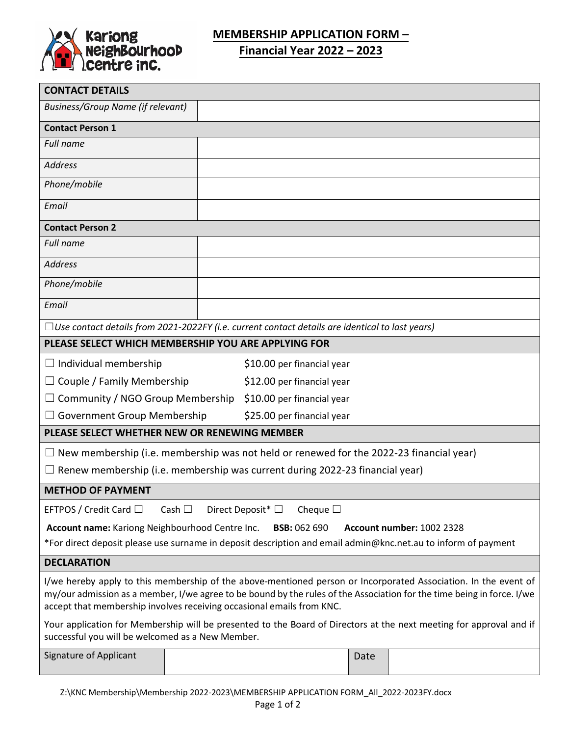Kariong Neighbourhood Centre inc.

# MEMBERSHIP APPLICATION FORM – Financial Year 2022 – 2023

| **CONTACT DETAILS** | |
|---|---|
| *Business/Group Name (if relevant)* | |
| **Contact Person 1** | |
| *Full name* | |
| *Address* | |
| *Phone/mobile* | |
| *Email* | |
| **Contact Person 2** | |
| *Full name* | |
| *Address* | |
| *Phone/mobile* | |
| *Email* | |

☐ *Use contact details from 2021-2022FY (i.e. current contact details are identical to last years)*

**PLEASE SELECT WHICH MEMBERSHIP YOU ARE APPLYING FOR**

| | |
|---|---|
| ☐ Individual membership | $10.00 per financial year |
| ☐ Couple / Family Membership | $12.00 per financial year |
| ☐ Community / NGO Group Membership | $10.00 per financial year |
| ☐ Government Group Membership | $25.00 per financial year |

**PLEASE SELECT WHETHER NEW OR RENEWING MEMBER**

☐ New membership (i.e. membership was not held or renewed for the 2022-23 financial year)

☐ Renew membership (i.e. membership was current during 2022-23 financial year)

**METHOD OF PAYMENT**

EFTPOS / Credit Card ☐ Cash ☐ Direct Deposit* ☐ Cheque ☐

**Account name:** Kariong Neighbourhood Centre Inc. **BSB:** 062 690 **Account number:** 1002 2328

*For direct deposit please use surname in deposit description and email admin@knc.net.au to inform of payment

**DECLARATION**

I/we hereby apply to this membership of the above-mentioned person or Incorporated Association. In the event of my/our admission as a member, I/we agree to be bound by the rules of the Association for the time being in force. I/we accept that membership involves receiving occasional emails from KNC.

Your application for Membership will be presented to the Board of Directors at the next meeting for approval and if successful you will be welcomed as a New Member.

| Signature of Applicant | | Date | |
|---|---|---|---|

Z:\KNC Membership\Membership 2022-2023\MEMBERSHIP APPLICATION FORM_All_2022-2023FY.docx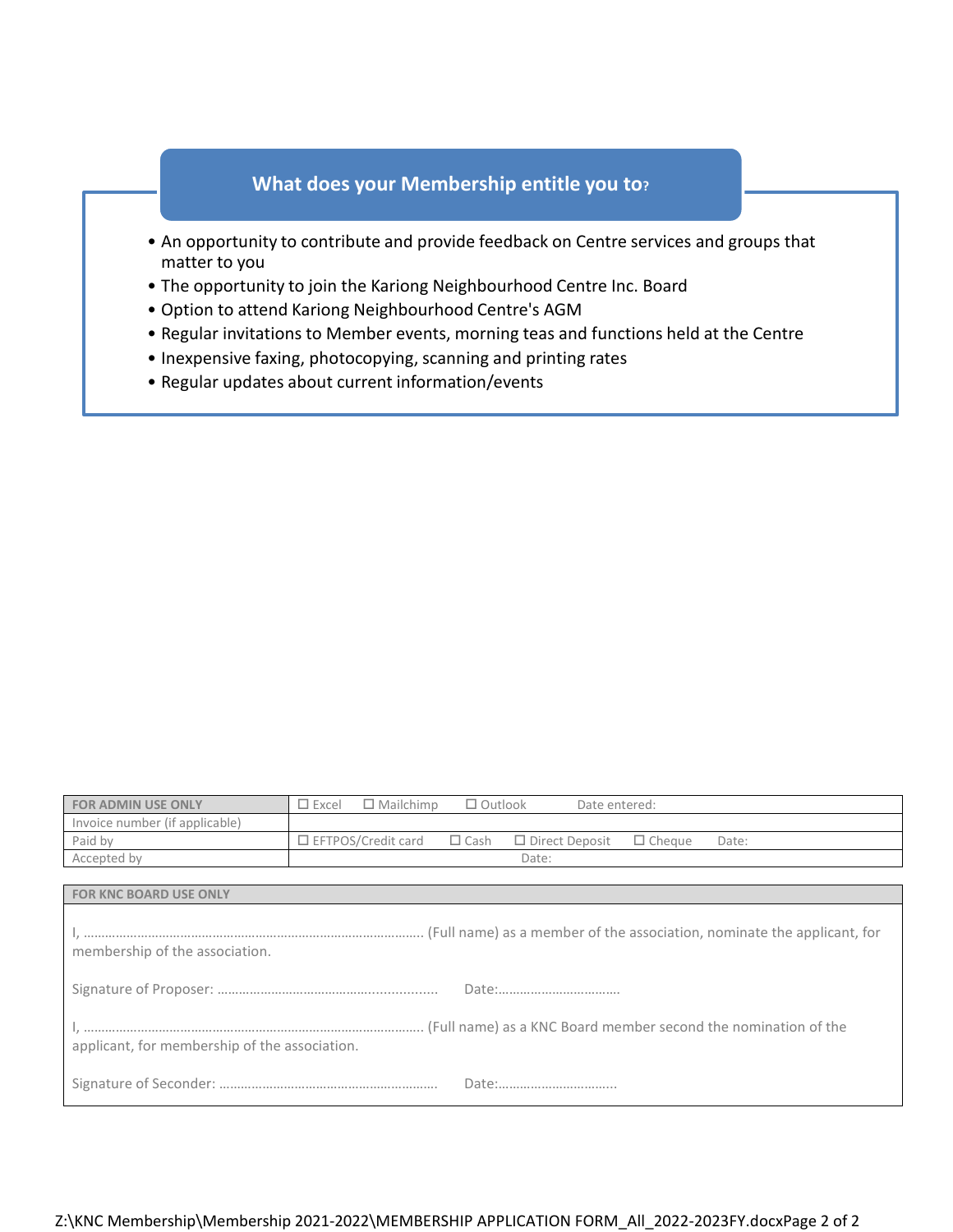## What does your Membership entitle you to?

- An opportunity to contribute and provide feedback on Centre services and groups that matter to you
- The opportunity to join the Kariong Neighbourhood Centre Inc. Board
- Option to attend Kariong Neighbourhood Centre's AGM
- Regular invitations to Member events, morning teas and functions held at the Centre
- Inexpensive faxing, photocopying, scanning and printing rates
- Regular updates about current information/events

| FOR ADMIN USE ONLY | ☐ Excel ☐ Mailchimp ☐ Outlook Date entered: |
|---|---|
| Invoice number (if applicable) | |
| Paid by | ☐ EFTPOS/Credit card ☐ Cash ☐ Direct Deposit ☐ Cheque Date: |
| Accepted by | Date: |

| FOR KNC BOARD USE ONLY |
|---|
| I, ………………………………………………………………………………… (Full name) as a member of the association, nominate the applicant, for membership of the association. |
| Signature of Proposer: …………………………………………............ Date:…………………………… |
| I, ………………………………………………………………………………… (Full name) as a KNC Board member second the nomination of the applicant, for membership of the association. |
| Signature of Seconder: …………………………………………………… Date:…………………………… |

Z:\KNC Membership\Membership 2021-2022\MEMBERSHIP APPLICATION FORM_All_2022-2023FY.docx